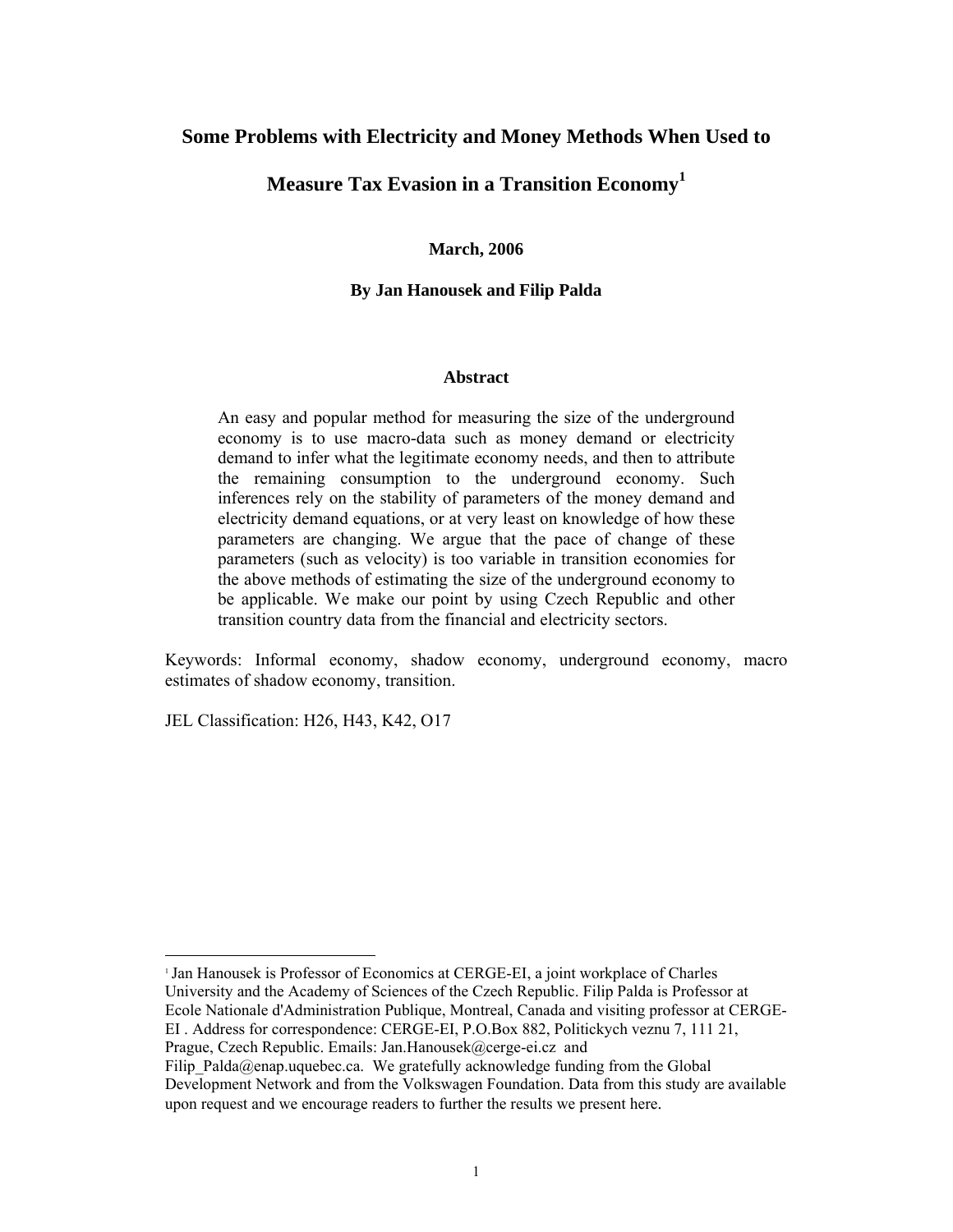# Some Problems with Electricity and Money Methods When Used to Measure Tax Evasion in a Transition Economy[1]

**March, 2006**

**By Jan Hanousek and Filip Palda**

## Abstract

An easy and popular method for measuring the size of the underground economy is to use macro-data such as money demand or electricity demand to infer what the legitimate economy needs, and then to attribute the remaining consumption to the underground economy. Such inferences rely on the stability of parameters of the money demand and electricity demand equations, or at very least on knowledge of how these parameters are changing. We argue that the pace of change of these parameters (such as velocity) is too variable in transition economies for the above methods of estimating the size of the underground economy to be applicable. We make our point by using Czech Republic and other transition country data from the financial and electricity sectors.

Keywords: Informal economy, shadow economy, underground economy, macro estimates of shadow economy, transition.

JEL Classification: H26, H43, K42, O17

---

[1] Jan Hanousek is Professor of Economics at CERGE-EI, a joint workplace of Charles University and the Academy of Sciences of the Czech Republic. Filip Palda is Professor at Ecole Nationale d'Administration Publique, Montreal, Canada and visiting professor at CERGE-EI . Address for correspondence: CERGE-EI, P.O.Box 882, Politickych veznu 7, 111 21, Prague, Czech Republic. Emails: Jan.Hanousek@cerge-ei.cz and Filip_Palda@enap.uquebec.ca. We gratefully acknowledge funding from the Global Development Network and from the Volkswagen Foundation. Data from this study are available upon request and we encourage readers to further the results we present here.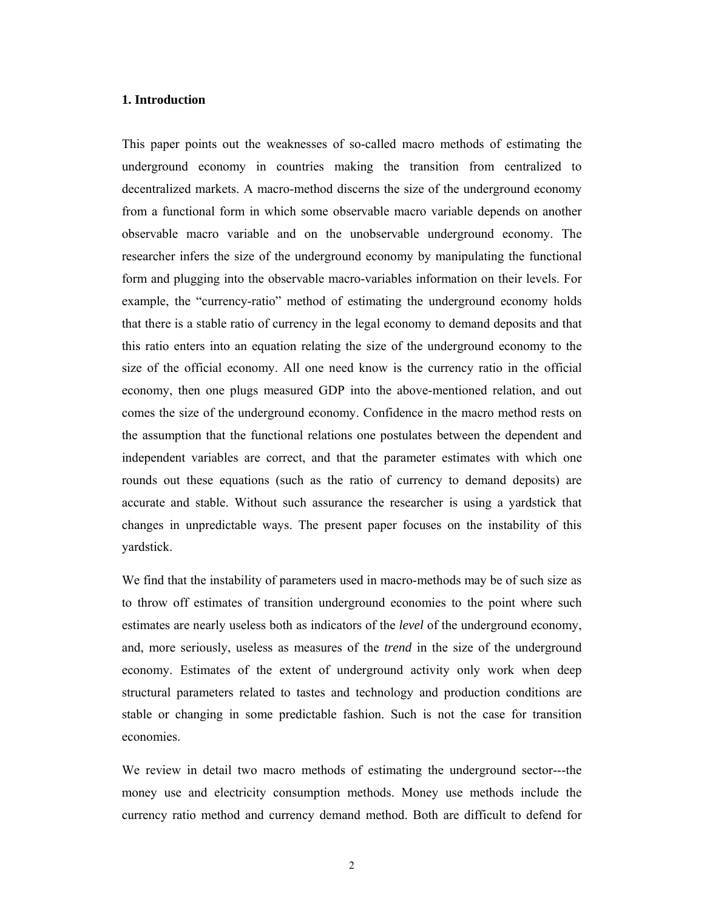## 1. Introduction

This paper points out the weaknesses of so-called macro methods of estimating the underground economy in countries making the transition from centralized to decentralized markets. A macro-method discerns the size of the underground economy from a functional form in which some observable macro variable depends on another observable macro variable and on the unobservable underground economy. The researcher infers the size of the underground economy by manipulating the functional form and plugging into the observable macro-variables information on their levels. For example, the "currency-ratio" method of estimating the underground economy holds that there is a stable ratio of currency in the legal economy to demand deposits and that this ratio enters into an equation relating the size of the underground economy to the size of the official economy. All one need know is the currency ratio in the official economy, then one plugs measured GDP into the above-mentioned relation, and out comes the size of the underground economy. Confidence in the macro method rests on the assumption that the functional relations one postulates between the dependent and independent variables are correct, and that the parameter estimates with which one rounds out these equations (such as the ratio of currency to demand deposits) are accurate and stable. Without such assurance the researcher is using a yardstick that changes in unpredictable ways. The present paper focuses on the instability of this yardstick.

We find that the instability of parameters used in macro-methods may be of such size as to throw off estimates of transition underground economies to the point where such estimates are nearly useless both as indicators of the *level* of the underground economy, and, more seriously, useless as measures of the *trend* in the size of the underground economy. Estimates of the extent of underground activity only work when deep structural parameters related to tastes and technology and production conditions are stable or changing in some predictable fashion. Such is not the case for transition economies.

We review in detail two macro methods of estimating the underground sector---the money use and electricity consumption methods. Money use methods include the currency ratio method and currency demand method. Both are difficult to defend for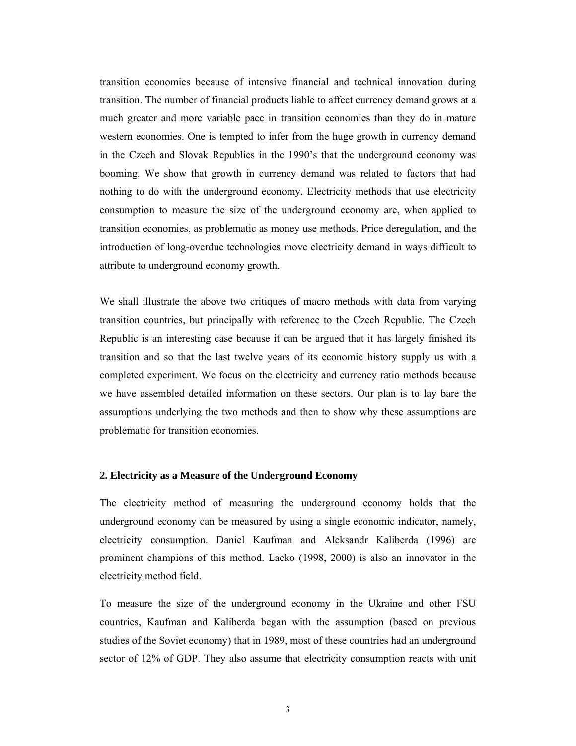transition economies because of intensive financial and technical innovation during transition. The number of financial products liable to affect currency demand grows at a much greater and more variable pace in transition economies than they do in mature western economies. One is tempted to infer from the huge growth in currency demand in the Czech and Slovak Republics in the 1990's that the underground economy was booming. We show that growth in currency demand was related to factors that had nothing to do with the underground economy. Electricity methods that use electricity consumption to measure the size of the underground economy are, when applied to transition economies, as problematic as money use methods. Price deregulation, and the introduction of long-overdue technologies move electricity demand in ways difficult to attribute to underground economy growth.

We shall illustrate the above two critiques of macro methods with data from varying transition countries, but principally with reference to the Czech Republic. The Czech Republic is an interesting case because it can be argued that it has largely finished its transition and so that the last twelve years of its economic history supply us with a completed experiment. We focus on the electricity and currency ratio methods because we have assembled detailed information on these sectors. Our plan is to lay bare the assumptions underlying the two methods and then to show why these assumptions are problematic for transition economies.

## 2. Electricity as a Measure of the Underground Economy

The electricity method of measuring the underground economy holds that the underground economy can be measured by using a single economic indicator, namely, electricity consumption. Daniel Kaufman and Aleksandr Kaliberda (1996) are prominent champions of this method. Lacko (1998, 2000) is also an innovator in the electricity method field.

To measure the size of the underground economy in the Ukraine and other FSU countries, Kaufman and Kaliberda began with the assumption (based on previous studies of the Soviet economy) that in 1989, most of these countries had an underground sector of 12% of GDP. They also assume that electricity consumption reacts with unit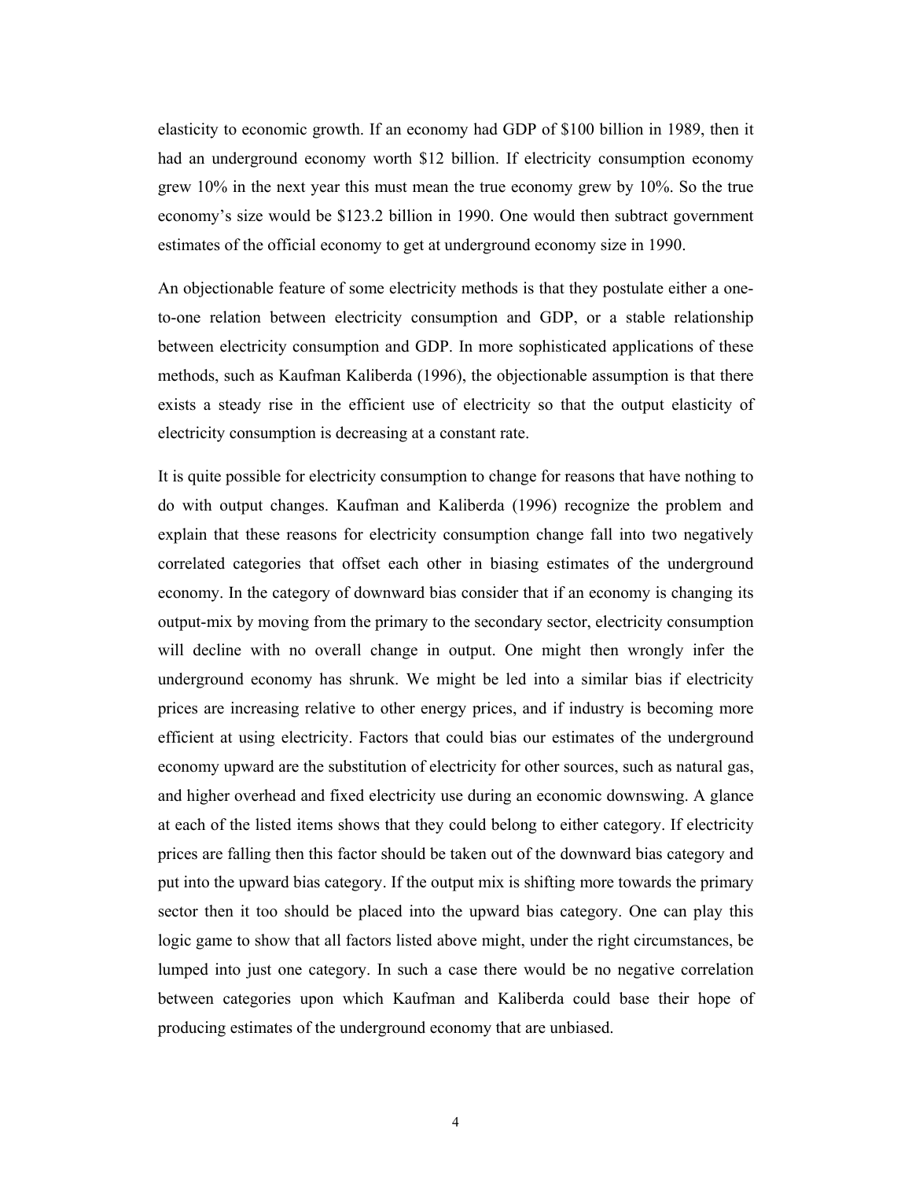elasticity to economic growth. If an economy had GDP of $100 billion in 1989, then it had an underground economy worth $12 billion. If electricity consumption economy grew 10% in the next year this must mean the true economy grew by 10%. So the true economy's size would be $123.2 billion in 1990. One would then subtract government estimates of the official economy to get at underground economy size in 1990.

An objectionable feature of some electricity methods is that they postulate either a one-to-one relation between electricity consumption and GDP, or a stable relationship between electricity consumption and GDP. In more sophisticated applications of these methods, such as Kaufman Kaliberda (1996), the objectionable assumption is that there exists a steady rise in the efficient use of electricity so that the output elasticity of electricity consumption is decreasing at a constant rate.

It is quite possible for electricity consumption to change for reasons that have nothing to do with output changes. Kaufman and Kaliberda (1996) recognize the problem and explain that these reasons for electricity consumption change fall into two negatively correlated categories that offset each other in biasing estimates of the underground economy. In the category of downward bias consider that if an economy is changing its output-mix by moving from the primary to the secondary sector, electricity consumption will decline with no overall change in output. One might then wrongly infer the underground economy has shrunk. We might be led into a similar bias if electricity prices are increasing relative to other energy prices, and if industry is becoming more efficient at using electricity. Factors that could bias our estimates of the underground economy upward are the substitution of electricity for other sources, such as natural gas, and higher overhead and fixed electricity use during an economic downswing. A glance at each of the listed items shows that they could belong to either category. If electricity prices are falling then this factor should be taken out of the downward bias category and put into the upward bias category. If the output mix is shifting more towards the primary sector then it too should be placed into the upward bias category. One can play this logic game to show that all factors listed above might, under the right circumstances, be lumped into just one category. In such a case there would be no negative correlation between categories upon which Kaufman and Kaliberda could base their hope of producing estimates of the underground economy that are unbiased.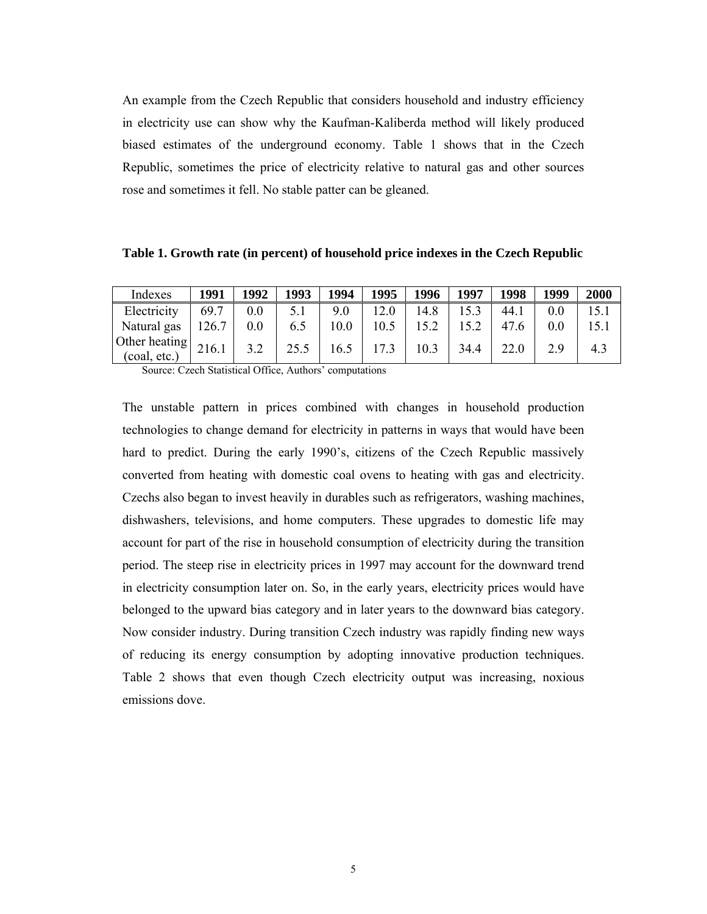An example from the Czech Republic that considers household and industry efficiency in electricity use can show why the Kaufman-Kaliberda method will likely produced biased estimates of the underground economy. Table 1 shows that in the Czech Republic, sometimes the price of electricity relative to natural gas and other sources rose and sometimes it fell. No stable patter can be gleaned.

**Table 1. Growth rate (in percent) of household price indexes in the Czech Republic**

| Indexes | 1991 | 1992 | 1993 | 1994 | 1995 | 1996 | 1997 | 1998 | 1999 | 2000 |
|---|---|---|---|---|---|---|---|---|---|---|
| Electricity | 69.7 | 0.0 | 5.1 | 9.0 | 12.0 | 14.8 | 15.3 | 44.1 | 0.0 | 15.1 |
| Natural gas | 126.7 | 0.0 | 6.5 | 10.0 | 10.5 | 15.2 | 15.2 | 47.6 | 0.0 | 15.1 |
| Other heating (coal, etc.) | 216.1 | 3.2 | 25.5 | 16.5 | 17.3 | 10.3 | 34.4 | 22.0 | 2.9 | 4.3 |

Source: Czech Statistical Office, Authors' computations

The unstable pattern in prices combined with changes in household production technologies to change demand for electricity in patterns in ways that would have been hard to predict. During the early 1990's, citizens of the Czech Republic massively converted from heating with domestic coal ovens to heating with gas and electricity. Czechs also began to invest heavily in durables such as refrigerators, washing machines, dishwashers, televisions, and home computers. These upgrades to domestic life may account for part of the rise in household consumption of electricity during the transition period. The steep rise in electricity prices in 1997 may account for the downward trend in electricity consumption later on. So, in the early years, electricity prices would have belonged to the upward bias category and in later years to the downward bias category. Now consider industry. During transition Czech industry was rapidly finding new ways of reducing its energy consumption by adopting innovative production techniques. Table 2 shows that even though Czech electricity output was increasing, noxious emissions dove.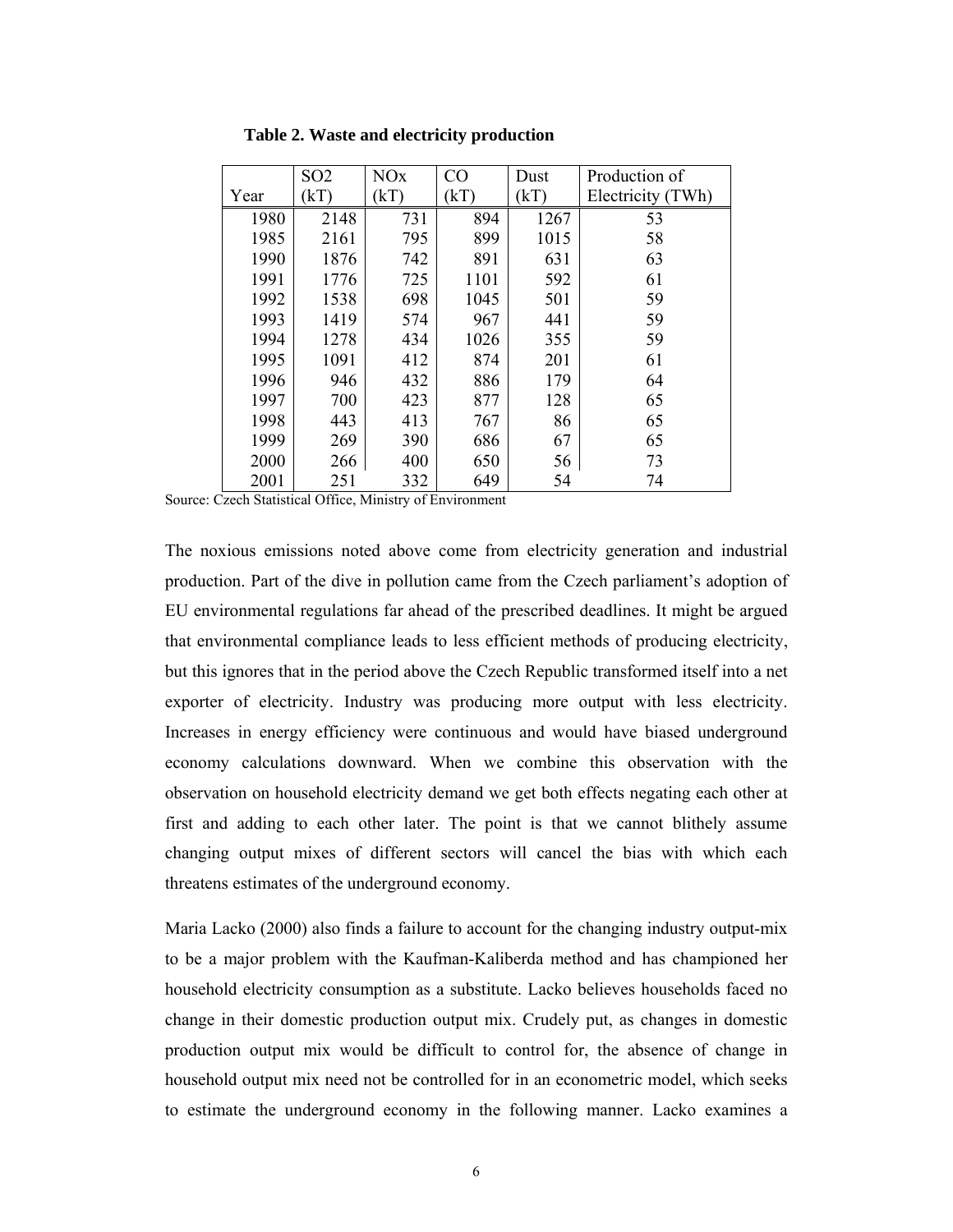**Table 2. Waste and electricity production**

| Year | SO2 (kT) | NOx (kT) | CO (kT) | Dust (kT) | Production of Electricity (TWh) |
|---|---|---|---|---|---|
| 1980 | 2148 | 731 | 894 | 1267 | 53 |
| 1985 | 2161 | 795 | 899 | 1015 | 58 |
| 1990 | 1876 | 742 | 891 | 631 | 63 |
| 1991 | 1776 | 725 | 1101 | 592 | 61 |
| 1992 | 1538 | 698 | 1045 | 501 | 59 |
| 1993 | 1419 | 574 | 967 | 441 | 59 |
| 1994 | 1278 | 434 | 1026 | 355 | 59 |
| 1995 | 1091 | 412 | 874 | 201 | 61 |
| 1996 | 946 | 432 | 886 | 179 | 64 |
| 1997 | 700 | 423 | 877 | 128 | 65 |
| 1998 | 443 | 413 | 767 | 86 | 65 |
| 1999 | 269 | 390 | 686 | 67 | 65 |
| 2000 | 266 | 400 | 650 | 56 | 73 |
| 2001 | 251 | 332 | 649 | 54 | 74 |

Source: Czech Statistical Office, Ministry of Environment

The noxious emissions noted above come from electricity generation and industrial production. Part of the dive in pollution came from the Czech parliament's adoption of EU environmental regulations far ahead of the prescribed deadlines. It might be argued that environmental compliance leads to less efficient methods of producing electricity, but this ignores that in the period above the Czech Republic transformed itself into a net exporter of electricity. Industry was producing more output with less electricity. Increases in energy efficiency were continuous and would have biased underground economy calculations downward. When we combine this observation with the observation on household electricity demand we get both effects negating each other at first and adding to each other later. The point is that we cannot blithely assume changing output mixes of different sectors will cancel the bias with which each threatens estimates of the underground economy.

Maria Lacko (2000) also finds a failure to account for the changing industry output-mix to be a major problem with the Kaufman-Kaliberda method and has championed her household electricity consumption as a substitute. Lacko believes households faced no change in their domestic production output mix. Crudely put, as changes in domestic production output mix would be difficult to control for, the absence of change in household output mix need not be controlled for in an econometric model, which seeks to estimate the underground economy in the following manner. Lacko examines a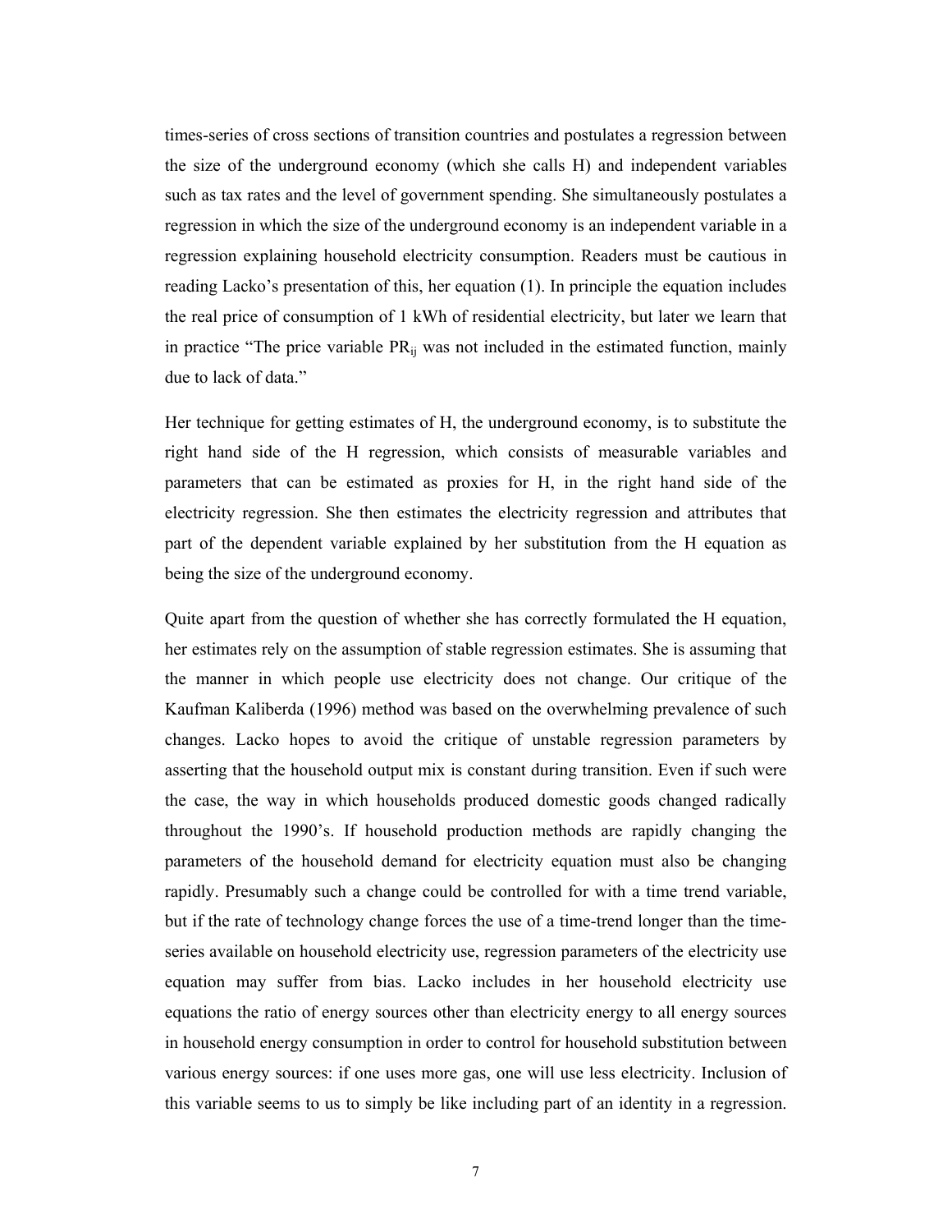times-series of cross sections of transition countries and postulates a regression between the size of the underground economy (which she calls H) and independent variables such as tax rates and the level of government spending. She simultaneously postulates a regression in which the size of the underground economy is an independent variable in a regression explaining household electricity consumption. Readers must be cautious in reading Lacko's presentation of this, her equation (1). In principle the equation includes the real price of consumption of 1 kWh of residential electricity, but later we learn that in practice "The price variable $PR_{ij}$ was not included in the estimated function, mainly due to lack of data."

Her technique for getting estimates of H, the underground economy, is to substitute the right hand side of the H regression, which consists of measurable variables and parameters that can be estimated as proxies for H, in the right hand side of the electricity regression. She then estimates the electricity regression and attributes that part of the dependent variable explained by her substitution from the H equation as being the size of the underground economy.

Quite apart from the question of whether she has correctly formulated the H equation, her estimates rely on the assumption of stable regression estimates. She is assuming that the manner in which people use electricity does not change. Our critique of the Kaufman Kaliberda (1996) method was based on the overwhelming prevalence of such changes. Lacko hopes to avoid the critique of unstable regression parameters by asserting that the household output mix is constant during transition. Even if such were the case, the way in which households produced domestic goods changed radically throughout the 1990's. If household production methods are rapidly changing the parameters of the household demand for electricity equation must also be changing rapidly. Presumably such a change could be controlled for with a time trend variable, but if the rate of technology change forces the use of a time-trend longer than the time-series available on household electricity use, regression parameters of the electricity use equation may suffer from bias. Lacko includes in her household electricity use equations the ratio of energy sources other than electricity energy to all energy sources in household energy consumption in order to control for household substitution between various energy sources: if one uses more gas, one will use less electricity. Inclusion of this variable seems to us to simply be like including part of an identity in a regression.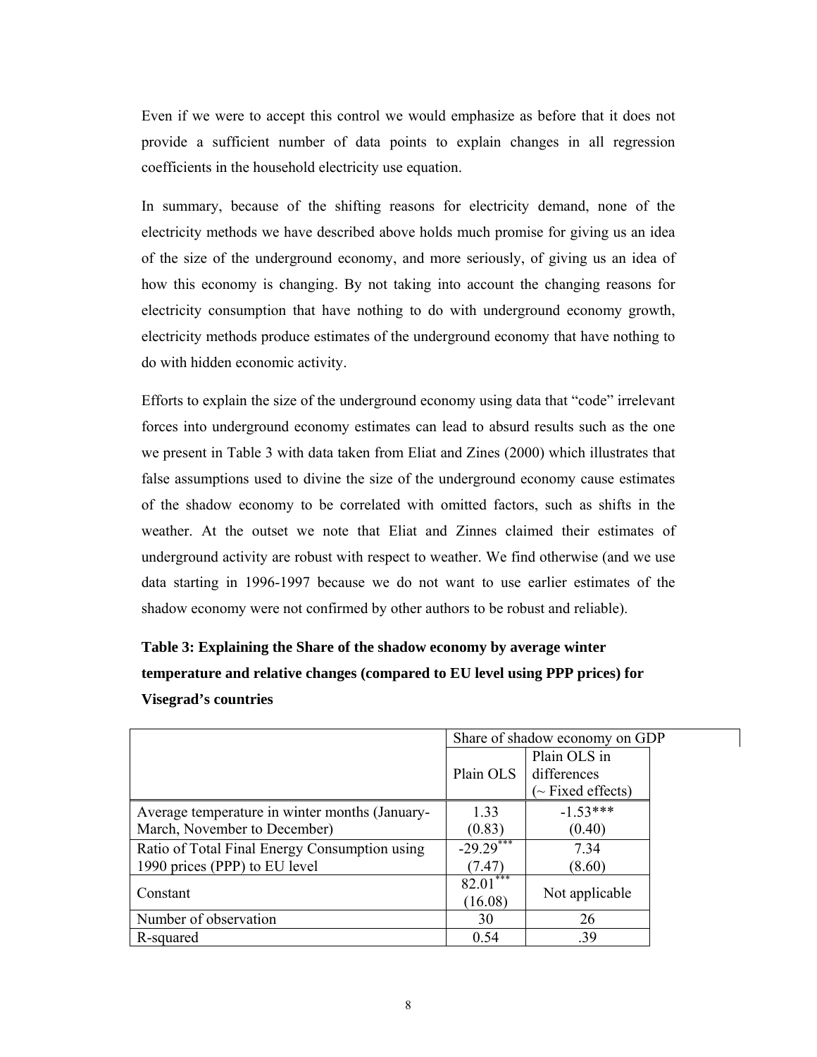Even if we were to accept this control we would emphasize as before that it does not provide a sufficient number of data points to explain changes in all regression coefficients in the household electricity use equation.

In summary, because of the shifting reasons for electricity demand, none of the electricity methods we have described above holds much promise for giving us an idea of the size of the underground economy, and more seriously, of giving us an idea of how this economy is changing. By not taking into account the changing reasons for electricity consumption that have nothing to do with underground economy growth, electricity methods produce estimates of the underground economy that have nothing to do with hidden economic activity.

Efforts to explain the size of the underground economy using data that "code" irrelevant forces into underground economy estimates can lead to absurd results such as the one we present in Table 3 with data taken from Eliat and Zines (2000) which illustrates that false assumptions used to divine the size of the underground economy cause estimates of the shadow economy to be correlated with omitted factors, such as shifts in the weather. At the outset we note that Eliat and Zinnes claimed their estimates of underground activity are robust with respect to weather. We find otherwise (and we use data starting in 1996-1997 because we do not want to use earlier estimates of the shadow economy were not confirmed by other authors to be robust and reliable).

**Table 3: Explaining the Share of the shadow economy by average winter temperature and relative changes (compared to EU level using PPP prices) for Visegrad's countries**

| | Share of shadow economy on GDP | |
|---|---|---|
| | Plain OLS | Plain OLS in differences (~ Fixed effects) |
| Average temperature in winter months (January-March, November to December) | 1.33 (0.83) | -1.53*** (0.40) |
| Ratio of Total Final Energy Consumption using 1990 prices (PPP) to EU level | -29.29*** (7.47) | 7.34 (8.60) |
| Constant | 82.01*** (16.08) | Not applicable |
| Number of observation | 30 | 26 |
| R-squared | 0.54 | .39 |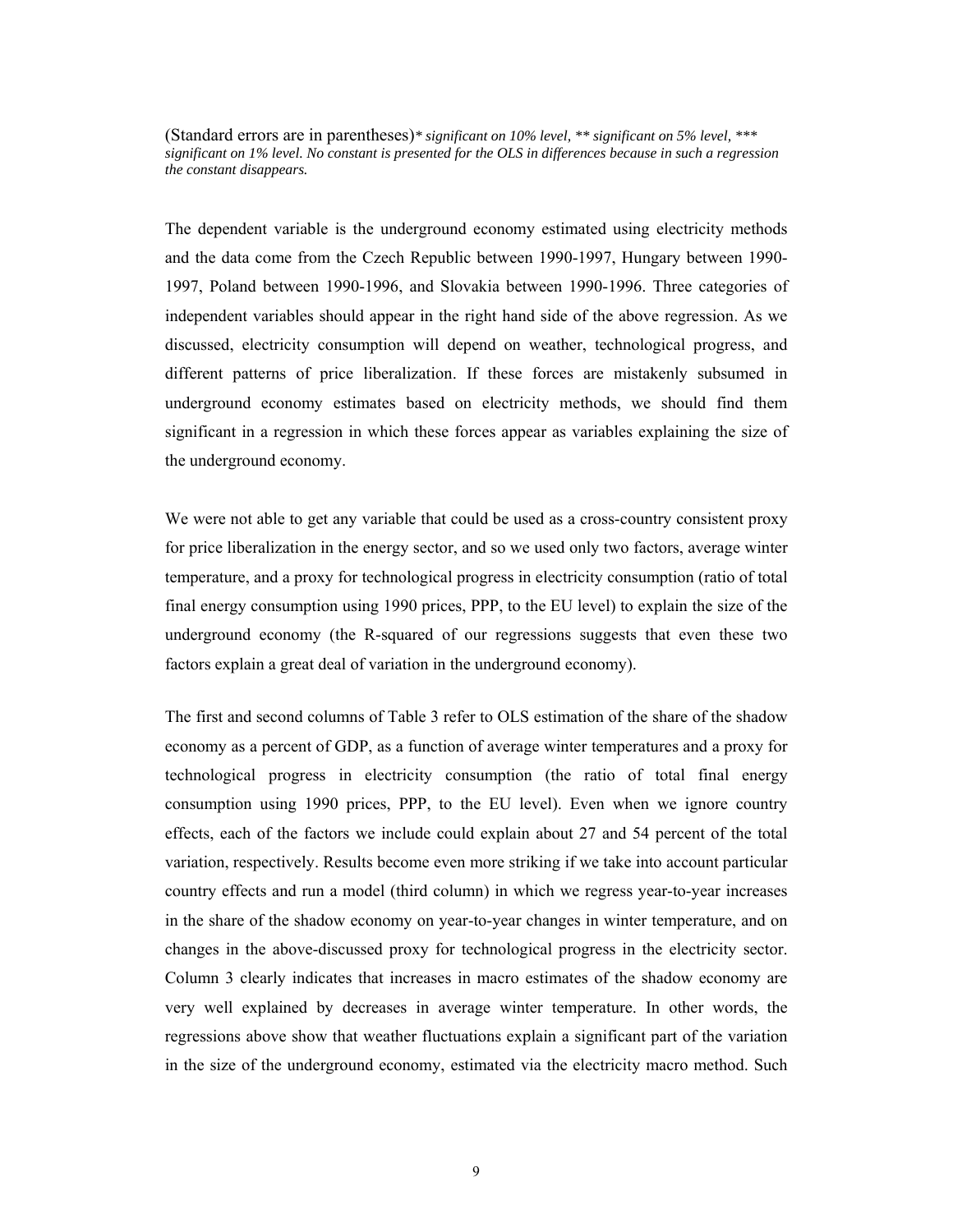(Standard errors are in parentheses)*\* significant on 10% level, \*\* significant on 5% level, \*\*\* significant on 1% level. No constant is presented for the OLS in differences because in such a regression the constant disappears.*

The dependent variable is the underground economy estimated using electricity methods and the data come from the Czech Republic between 1990-1997, Hungary between 1990-1997, Poland between 1990-1996, and Slovakia between 1990-1996. Three categories of independent variables should appear in the right hand side of the above regression. As we discussed, electricity consumption will depend on weather, technological progress, and different patterns of price liberalization. If these forces are mistakenly subsumed in underground economy estimates based on electricity methods, we should find them significant in a regression in which these forces appear as variables explaining the size of the underground economy.

We were not able to get any variable that could be used as a cross-country consistent proxy for price liberalization in the energy sector, and so we used only two factors, average winter temperature, and a proxy for technological progress in electricity consumption (ratio of total final energy consumption using 1990 prices, PPP, to the EU level) to explain the size of the underground economy (the R-squared of our regressions suggests that even these two factors explain a great deal of variation in the underground economy).

The first and second columns of Table 3 refer to OLS estimation of the share of the shadow economy as a percent of GDP, as a function of average winter temperatures and a proxy for technological progress in electricity consumption (the ratio of total final energy consumption using 1990 prices, PPP, to the EU level). Even when we ignore country effects, each of the factors we include could explain about 27 and 54 percent of the total variation, respectively. Results become even more striking if we take into account particular country effects and run a model (third column) in which we regress year-to-year increases in the share of the shadow economy on year-to-year changes in winter temperature, and on changes in the above-discussed proxy for technological progress in the electricity sector. Column 3 clearly indicates that increases in macro estimates of the shadow economy are very well explained by decreases in average winter temperature. In other words, the regressions above show that weather fluctuations explain a significant part of the variation in the size of the underground economy, estimated via the electricity macro method. Such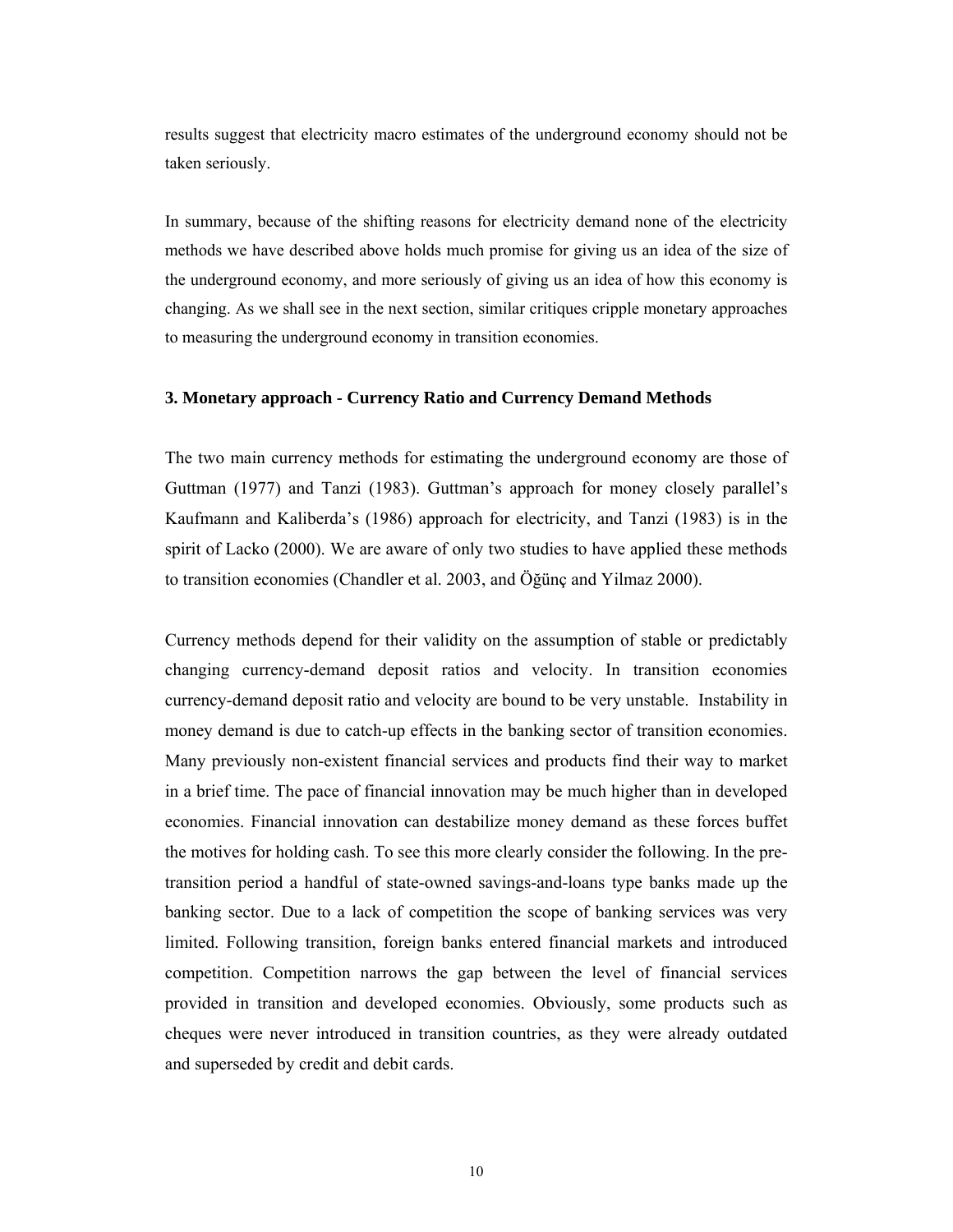results suggest that electricity macro estimates of the underground economy should not be taken seriously.

In summary, because of the shifting reasons for electricity demand none of the electricity methods we have described above holds much promise for giving us an idea of the size of the underground economy, and more seriously of giving us an idea of how this economy is changing. As we shall see in the next section, similar critiques cripple monetary approaches to measuring the underground economy in transition economies.

### 3. Monetary approach - Currency Ratio and Currency Demand Methods

The two main currency methods for estimating the underground economy are those of Guttman (1977) and Tanzi (1983). Guttman's approach for money closely parallel's Kaufmann and Kaliberda's (1986) approach for electricity, and Tanzi (1983) is in the spirit of Lacko (2000). We are aware of only two studies to have applied these methods to transition economies (Chandler et al. 2003, and Öğünç and Yilmaz 2000).

Currency methods depend for their validity on the assumption of stable or predictably changing currency-demand deposit ratios and velocity. In transition economies currency-demand deposit ratio and velocity are bound to be very unstable. Instability in money demand is due to catch-up effects in the banking sector of transition economies. Many previously non-existent financial services and products find their way to market in a brief time. The pace of financial innovation may be much higher than in developed economies. Financial innovation can destabilize money demand as these forces buffet the motives for holding cash. To see this more clearly consider the following. In the pre-transition period a handful of state-owned savings-and-loans type banks made up the banking sector. Due to a lack of competition the scope of banking services was very limited. Following transition, foreign banks entered financial markets and introduced competition. Competition narrows the gap between the level of financial services provided in transition and developed economies. Obviously, some products such as cheques were never introduced in transition countries, as they were already outdated and superseded by credit and debit cards.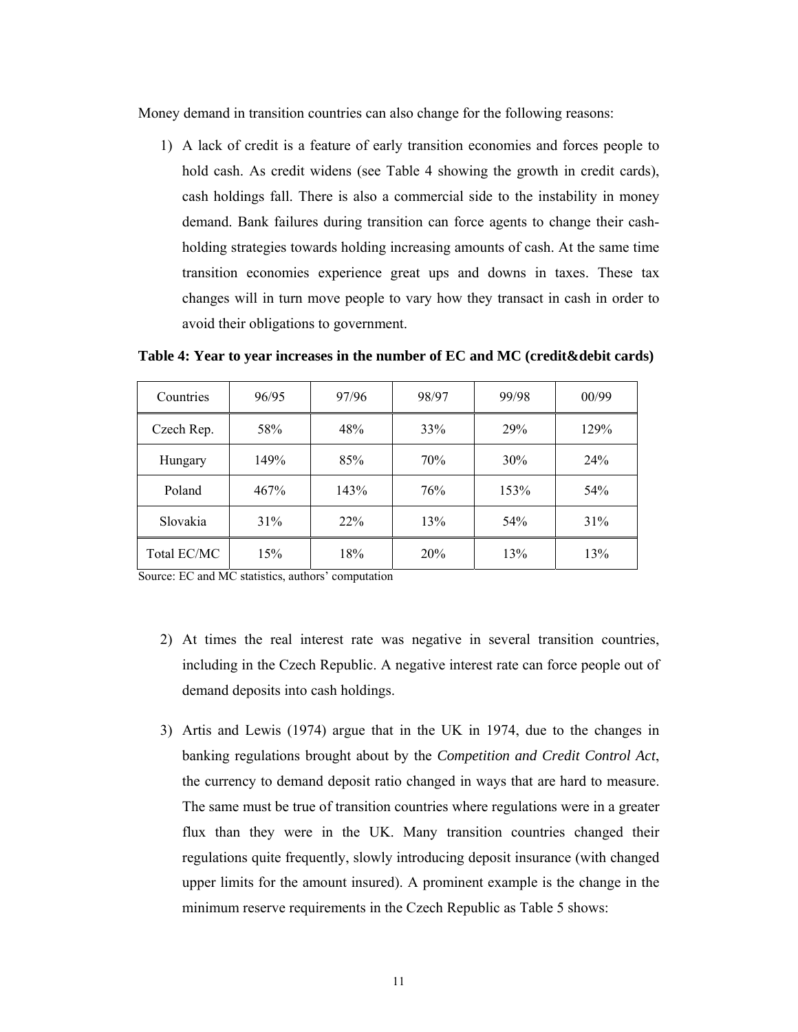Money demand in transition countries can also change for the following reasons:

1) A lack of credit is a feature of early transition economies and forces people to hold cash. As credit widens (see Table 4 showing the growth in credit cards), cash holdings fall. There is also a commercial side to the instability in money demand. Bank failures during transition can force agents to change their cash-holding strategies towards holding increasing amounts of cash. At the same time transition economies experience great ups and downs in taxes. These tax changes will in turn move people to vary how they transact in cash in order to avoid their obligations to government.

**Table 4: Year to year increases in the number of EC and MC (credit&debit cards)**

| Countries | 96/95 | 97/96 | 98/97 | 99/98 | 00/99 |
|---|---|---|---|---|---|
| Czech Rep. | 58% | 48% | 33% | 29% | 129% |
| Hungary | 149% | 85% | 70% | 30% | 24% |
| Poland | 467% | 143% | 76% | 153% | 54% |
| Slovakia | 31% | 22% | 13% | 54% | 31% |
| Total EC/MC | 15% | 18% | 20% | 13% | 13% |

Source: EC and MC statistics, authors' computation

2) At times the real interest rate was negative in several transition countries, including in the Czech Republic. A negative interest rate can force people out of demand deposits into cash holdings.

3) Artis and Lewis (1974) argue that in the UK in 1974, due to the changes in banking regulations brought about by the *Competition and Credit Control Act*, the currency to demand deposit ratio changed in ways that are hard to measure. The same must be true of transition countries where regulations were in a greater flux than they were in the UK. Many transition countries changed their regulations quite frequently, slowly introducing deposit insurance (with changed upper limits for the amount insured). A prominent example is the change in the minimum reserve requirements in the Czech Republic as Table 5 shows: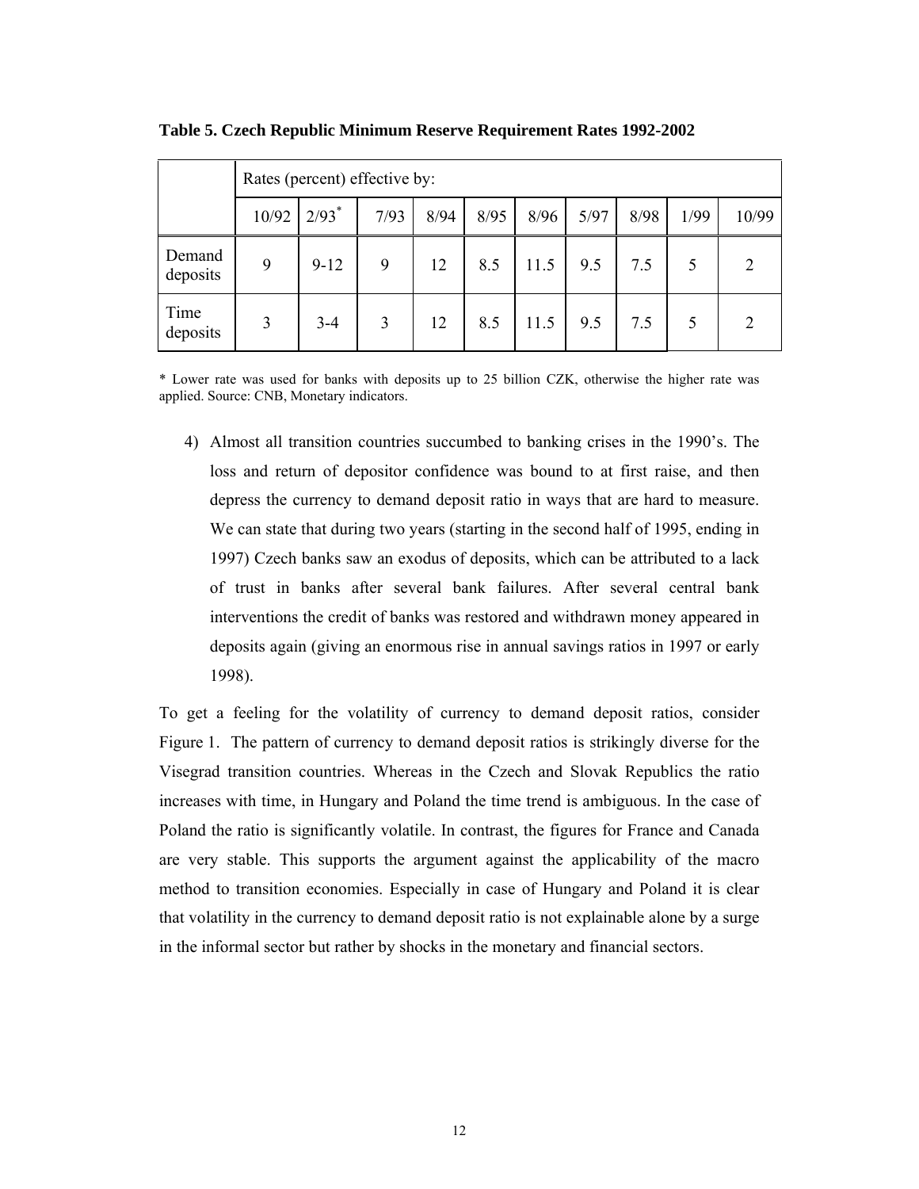**Table 5. Czech Republic Minimum Reserve Requirement Rates 1992-2002**

| | Rates (percent) effective by: | | | | | | | | | |
|---|---|---|---|---|---|---|---|---|---|---|
| | 10/92 | 2/93* | 7/93 | 8/94 | 8/95 | 8/96 | 5/97 | 8/98 | 1/99 | 10/99 |
| Demand deposits | 9 | 9-12 | 9 | 12 | 8.5 | 11.5 | 9.5 | 7.5 | 5 | 2 |
| Time deposits | 3 | 3-4 | 3 | 12 | 8.5 | 11.5 | 9.5 | 7.5 | 5 | 2 |

\* Lower rate was used for banks with deposits up to 25 billion CZK, otherwise the higher rate was applied. Source: CNB, Monetary indicators.

4) Almost all transition countries succumbed to banking crises in the 1990's. The loss and return of depositor confidence was bound to at first raise, and then depress the currency to demand deposit ratio in ways that are hard to measure. We can state that during two years (starting in the second half of 1995, ending in 1997) Czech banks saw an exodus of deposits, which can be attributed to a lack of trust in banks after several bank failures. After several central bank interventions the credit of banks was restored and withdrawn money appeared in deposits again (giving an enormous rise in annual savings ratios in 1997 or early 1998).

To get a feeling for the volatility of currency to demand deposit ratios, consider Figure 1. The pattern of currency to demand deposit ratios is strikingly diverse for the Visegrad transition countries. Whereas in the Czech and Slovak Republics the ratio increases with time, in Hungary and Poland the time trend is ambiguous. In the case of Poland the ratio is significantly volatile. In contrast, the figures for France and Canada are very stable. This supports the argument against the applicability of the macro method to transition economies. Especially in case of Hungary and Poland it is clear that volatility in the currency to demand deposit ratio is not explainable alone by a surge in the informal sector but rather by shocks in the monetary and financial sectors.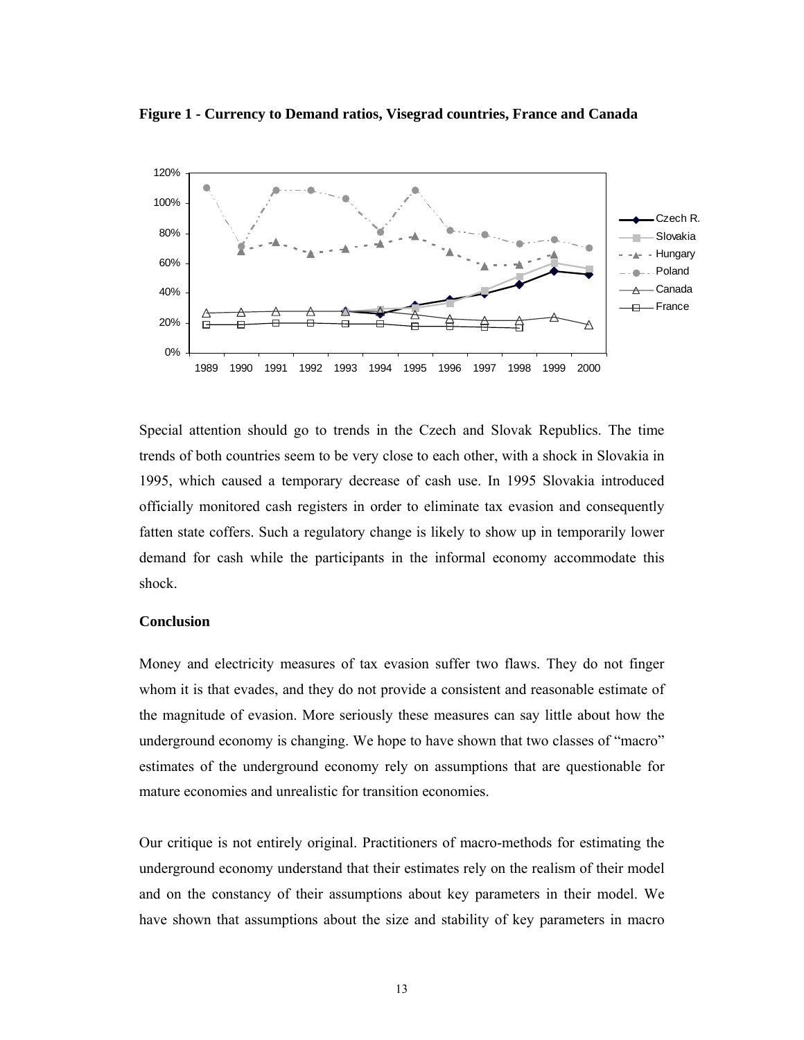**Figure 1 - Currency to Demand ratios, Visegrad countries, France and Canada**

Special attention should go to trends in the Czech and Slovak Republics. The time trends of both countries seem to be very close to each other, with a shock in Slovakia in 1995, which caused a temporary decrease of cash use. In 1995 Slovakia introduced officially monitored cash registers in order to eliminate tax evasion and consequently fatten state coffers. Such a regulatory change is likely to show up in temporarily lower demand for cash while the participants in the informal economy accommodate this shock.

**Conclusion**

Money and electricity measures of tax evasion suffer two flaws. They do not finger whom it is that evades, and they do not provide a consistent and reasonable estimate of the magnitude of evasion. More seriously these measures can say little about how the underground economy is changing. We hope to have shown that two classes of "macro" estimates of the underground economy rely on assumptions that are questionable for mature economies and unrealistic for transition economies.

Our critique is not entirely original. Practitioners of macro-methods for estimating the underground economy understand that their estimates rely on the realism of their model and on the constancy of their assumptions about key parameters in their model. We have shown that assumptions about the size and stability of key parameters in macro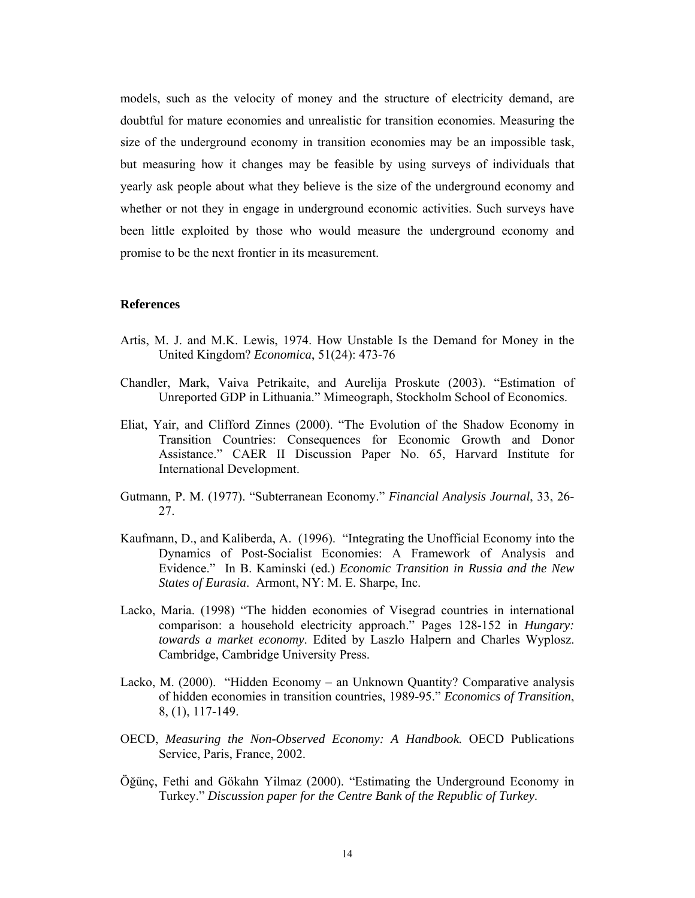models, such as the velocity of money and the structure of electricity demand, are doubtful for mature economies and unrealistic for transition economies. Measuring the size of the underground economy in transition economies may be an impossible task, but measuring how it changes may be feasible by using surveys of individuals that yearly ask people about what they believe is the size of the underground economy and whether or not they in engage in underground economic activities. Such surveys have been little exploited by those who would measure the underground economy and promise to be the next frontier in its measurement.

**References**

Artis, M. J. and M.K. Lewis, 1974. How Unstable Is the Demand for Money in the United Kingdom? *Economica*, 51(24): 473-76

Chandler, Mark, Vaiva Petrikaite, and Aurelija Proskute (2003). "Estimation of Unreported GDP in Lithuania." Mimeograph, Stockholm School of Economics.

Eliat, Yair, and Clifford Zinnes (2000). "The Evolution of the Shadow Economy in Transition Countries: Consequences for Economic Growth and Donor Assistance." CAER II Discussion Paper No. 65, Harvard Institute for International Development.

Gutmann, P. M. (1977). "Subterranean Economy." *Financial Analysis Journal*, 33, 26-27.

Kaufmann, D., and Kaliberda, A. (1996). "Integrating the Unofficial Economy into the Dynamics of Post-Socialist Economies: A Framework of Analysis and Evidence." In B. Kaminski (ed.) *Economic Transition in Russia and the New States of Eurasia*. Armont, NY: M. E. Sharpe, Inc.

Lacko, Maria. (1998) "The hidden economies of Visegrad countries in international comparison: a household electricity approach." Pages 128-152 in *Hungary: towards a market economy*. Edited by Laszlo Halpern and Charles Wyplosz. Cambridge, Cambridge University Press.

Lacko, M. (2000). "Hidden Economy – an Unknown Quantity? Comparative analysis of hidden economies in transition countries, 1989-95." *Economics of Transition*, 8, (1), 117-149.

OECD, *Measuring the Non-Observed Economy: A Handbook.* OECD Publications Service, Paris, France, 2002.

Öğünç, Fethi and Gökahn Yilmaz (2000). "Estimating the Underground Economy in Turkey." *Discussion paper for the Centre Bank of the Republic of Turkey*.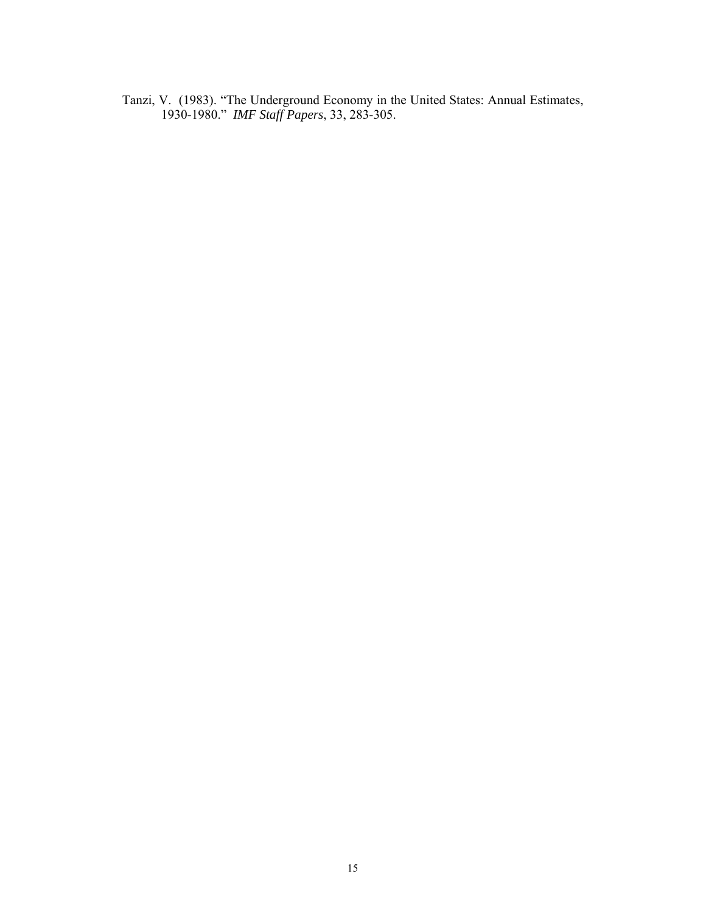Tanzi, V. (1983). "The Underground Economy in the United States: Annual Estimates, 1930-1980." *IMF Staff Papers*, 33, 283-305.